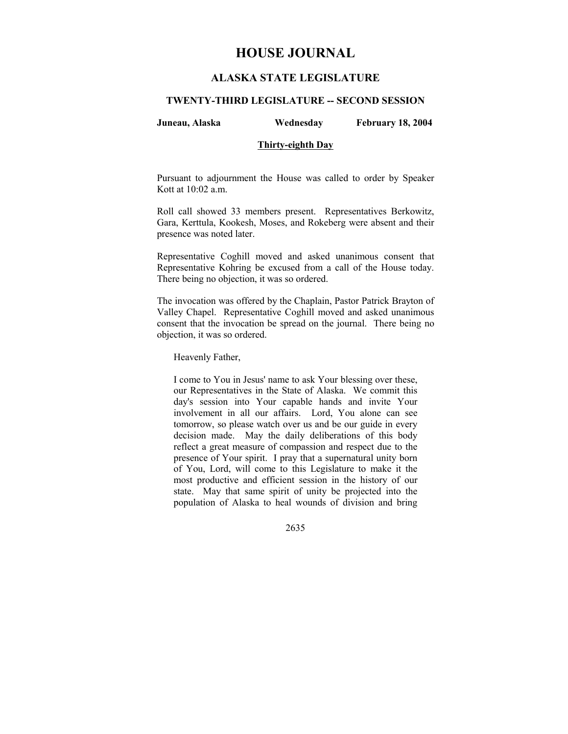# HOUSE JOURNAL

## ALASKA STATE LEGISLATURE

### TWENTY-THIRD LEGISLATURE -- SECOND SESSION

**Juneau, Alaska** **Wednesday** **February 18, 2004**

**Thirty-eighth Day**

Pursuant to adjournment the House was called to order by Speaker Kott at 10:02 a.m.

Roll call showed 33 members present. Representatives Berkowitz, Gara, Kerttula, Kookesh, Moses, and Rokeberg were absent and their presence was noted later.

Representative Coghill moved and asked unanimous consent that Representative Kohring be excused from a call of the House today. There being no objection, it was so ordered.

The invocation was offered by the Chaplain, Pastor Patrick Brayton of Valley Chapel. Representative Coghill moved and asked unanimous consent that the invocation be spread on the journal. There being no objection, it was so ordered.

Heavenly Father,

I come to You in Jesus' name to ask Your blessing over these, our Representatives in the State of Alaska. We commit this day's session into Your capable hands and invite Your involvement in all our affairs. Lord, You alone can see tomorrow, so please watch over us and be our guide in every decision made. May the daily deliberations of this body reflect a great measure of compassion and respect due to the presence of Your spirit. I pray that a supernatural unity born of You, Lord, will come to this Legislature to make it the most productive and efficient session in the history of our state. May that same spirit of unity be projected into the population of Alaska to heal wounds of division and bring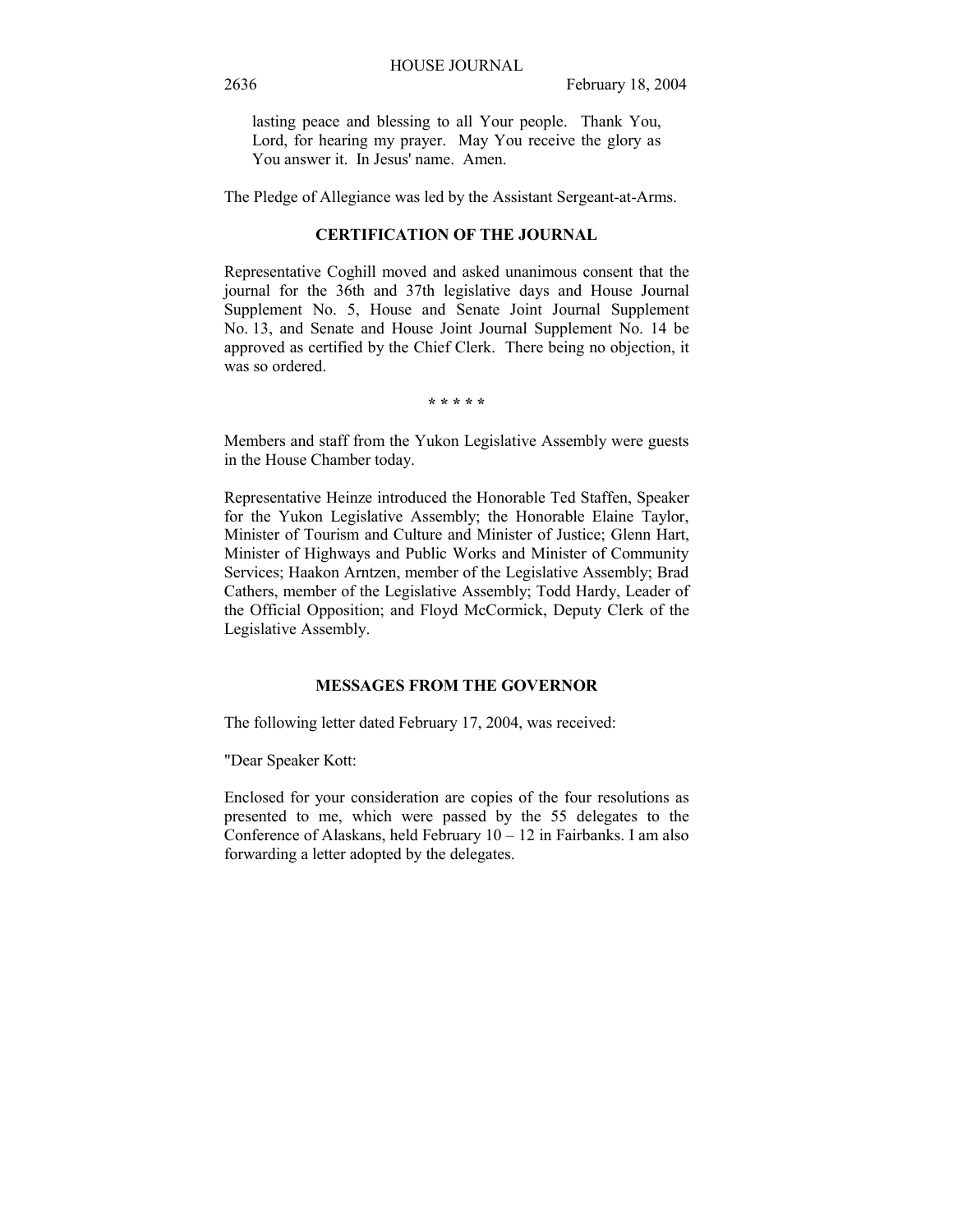lasting peace and blessing to all Your people. Thank You, Lord, for hearing my prayer. May You receive the glory as You answer it. In Jesus' name. Amen.

The Pledge of Allegiance was led by the Assistant Sergeant-at-Arms.

**CERTIFICATION OF THE JOURNAL**

Representative Coghill moved and asked unanimous consent that the journal for the 36th and 37th legislative days and House Journal Supplement No. 5, House and Senate Joint Journal Supplement No. 13, and Senate and House Joint Journal Supplement No. 14 be approved as certified by the Chief Clerk. There being no objection, it was so ordered.

\* \* \* \* \*

Members and staff from the Yukon Legislative Assembly were guests in the House Chamber today.

Representative Heinze introduced the Honorable Ted Staffen, Speaker for the Yukon Legislative Assembly; the Honorable Elaine Taylor, Minister of Tourism and Culture and Minister of Justice; Glenn Hart, Minister of Highways and Public Works and Minister of Community Services; Haakon Arntzen, member of the Legislative Assembly; Brad Cathers, member of the Legislative Assembly; Todd Hardy, Leader of the Official Opposition; and Floyd McCormick, Deputy Clerk of the Legislative Assembly.

**MESSAGES FROM THE GOVERNOR**

The following letter dated February 17, 2004, was received:

"Dear Speaker Kott:

Enclosed for your consideration are copies of the four resolutions as presented to me, which were passed by the 55 delegates to the Conference of Alaskans, held February 10 – 12 in Fairbanks. I am also forwarding a letter adopted by the delegates.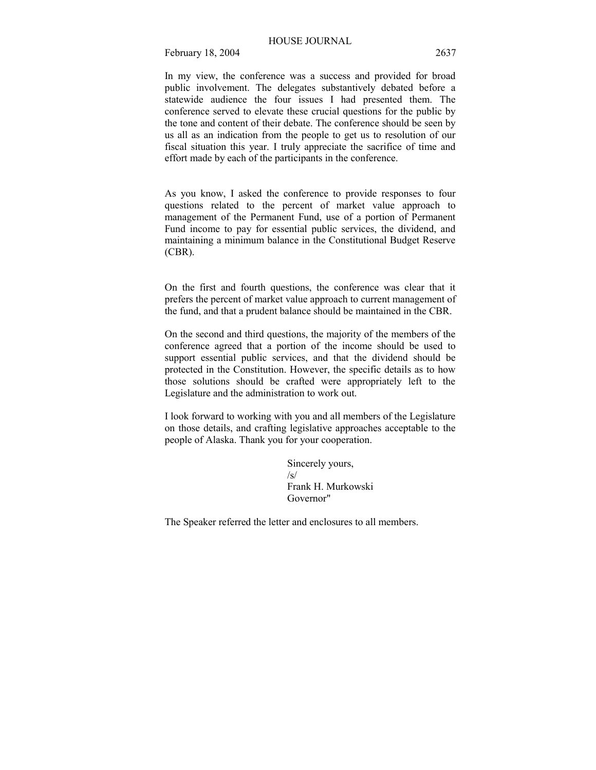In my view, the conference was a success and provided for broad public involvement. The delegates substantively debated before a statewide audience the four issues I had presented them. The conference served to elevate these crucial questions for the public by the tone and content of their debate. The conference should be seen by us all as an indication from the people to get us to resolution of our fiscal situation this year. I truly appreciate the sacrifice of time and effort made by each of the participants in the conference.

As you know, I asked the conference to provide responses to four questions related to the percent of market value approach to management of the Permanent Fund, use of a portion of Permanent Fund income to pay for essential public services, the dividend, and maintaining a minimum balance in the Constitutional Budget Reserve (CBR).

On the first and fourth questions, the conference was clear that it prefers the percent of market value approach to current management of the fund, and that a prudent balance should be maintained in the CBR.

On the second and third questions, the majority of the members of the conference agreed that a portion of the income should be used to support essential public services, and that the dividend should be protected in the Constitution. However, the specific details as to how those solutions should be crafted were appropriately left to the Legislature and the administration to work out.

I look forward to working with you and all members of the Legislature on those details, and crafting legislative approaches acceptable to the people of Alaska. Thank you for your cooperation.

Sincerely yours,  
/s/  
Frank H. Murkowski  
Governor"

The Speaker referred the letter and enclosures to all members.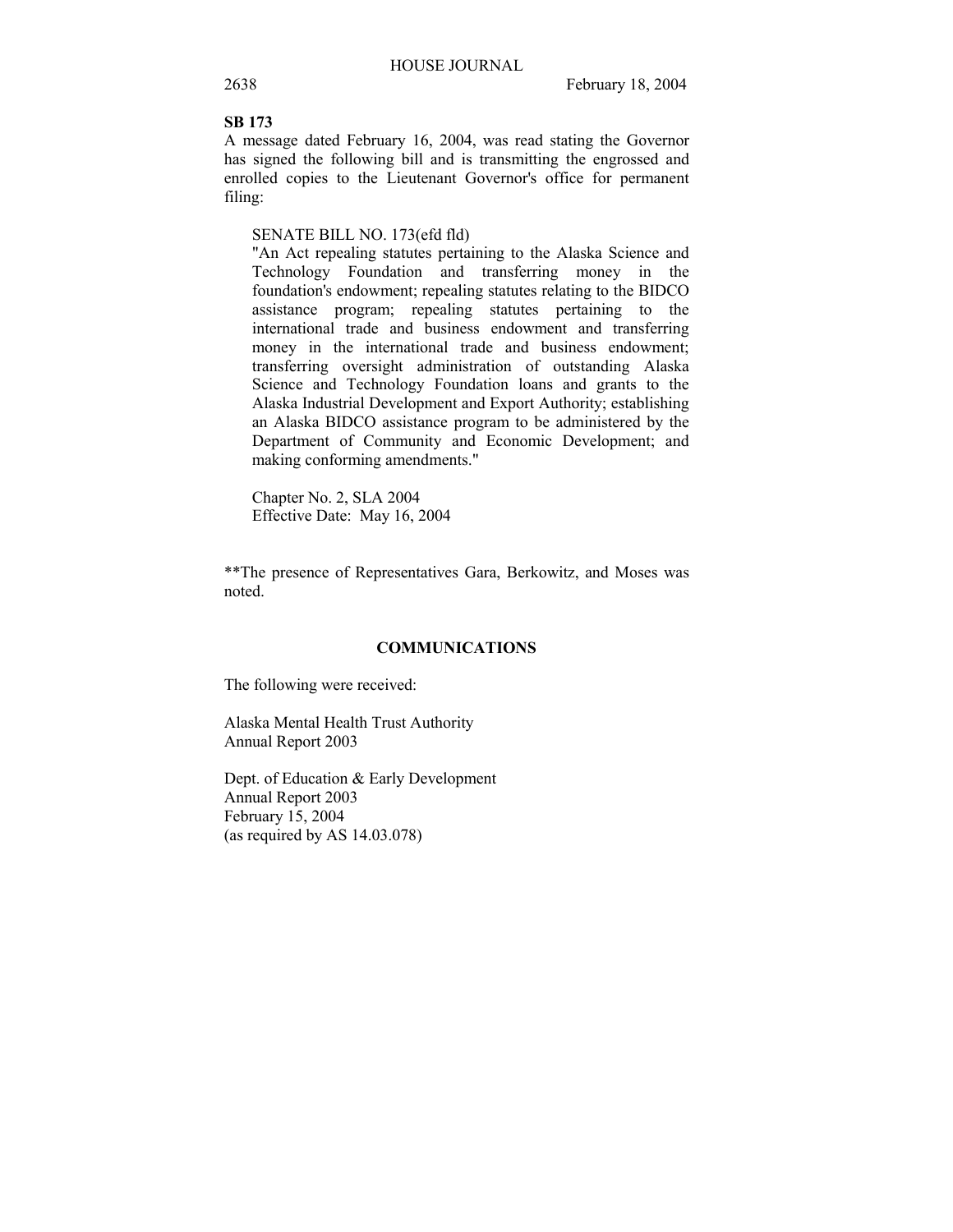**SB 173**

A message dated February 16, 2004, was read stating the Governor has signed the following bill and is transmitting the engrossed and enrolled copies to the Lieutenant Governor's office for permanent filing:

SENATE BILL NO. 173(efd fld)
"An Act repealing statutes pertaining to the Alaska Science and Technology Foundation and transferring money in the foundation's endowment; repealing statutes relating to the BIDCO assistance program; repealing statutes pertaining to the international trade and business endowment and transferring money in the international trade and business endowment; transferring oversight administration of outstanding Alaska Science and Technology Foundation loans and grants to the Alaska Industrial Development and Export Authority; establishing an Alaska BIDCO assistance program to be administered by the Department of Community and Economic Development; and making conforming amendments."

Chapter No. 2, SLA 2004
Effective Date: May 16, 2004

**The presence of Representatives Gara, Berkowitz, and Moses was noted.

## COMMUNICATIONS

The following were received:

Alaska Mental Health Trust Authority
Annual Report 2003

Dept. of Education & Early Development
Annual Report 2003
February 15, 2004
(as required by AS 14.03.078)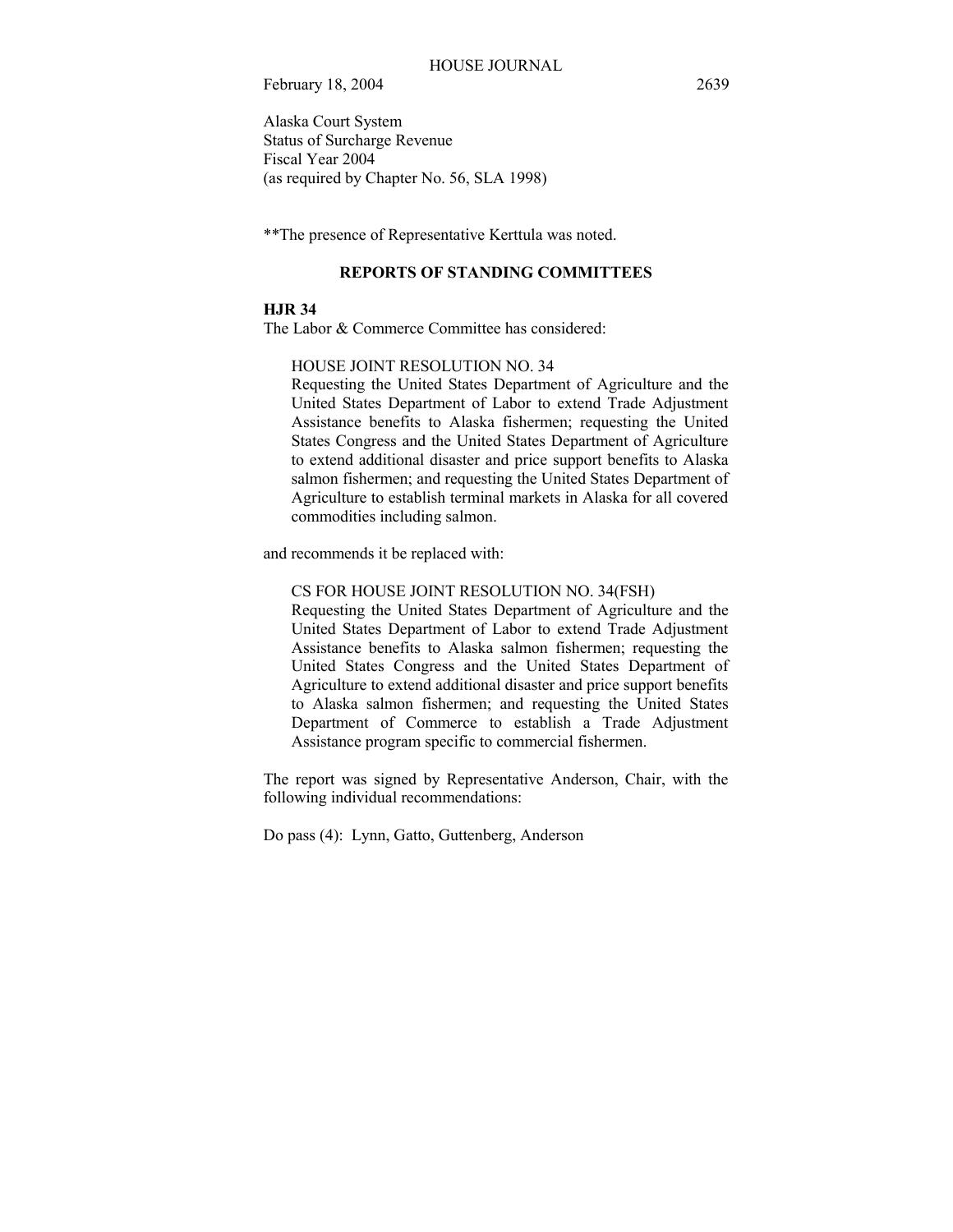Alaska Court System
Status of Surcharge Revenue
Fiscal Year 2004
(as required by Chapter No. 56, SLA 1998)

**The presence of Representative Kerttula was noted.

## REPORTS OF STANDING COMMITTEES

**HJR 34**
The Labor & Commerce Committee has considered:

> HOUSE JOINT RESOLUTION NO. 34
> Requesting the United States Department of Agriculture and the United States Department of Labor to extend Trade Adjustment Assistance benefits to Alaska fishermen; requesting the United States Congress and the United States Department of Agriculture to extend additional disaster and price support benefits to Alaska salmon fishermen; and requesting the United States Department of Agriculture to establish terminal markets in Alaska for all covered commodities including salmon.

and recommends it be replaced with:

> CS FOR HOUSE JOINT RESOLUTION NO. 34(FSH)
> Requesting the United States Department of Agriculture and the United States Department of Labor to extend Trade Adjustment Assistance benefits to Alaska salmon fishermen; requesting the United States Congress and the United States Department of Agriculture to extend additional disaster and price support benefits to Alaska salmon fishermen; and requesting the United States Department of Commerce to establish a Trade Adjustment Assistance program specific to commercial fishermen.

The report was signed by Representative Anderson, Chair, with the following individual recommendations:

Do pass (4): Lynn, Gatto, Guttenberg, Anderson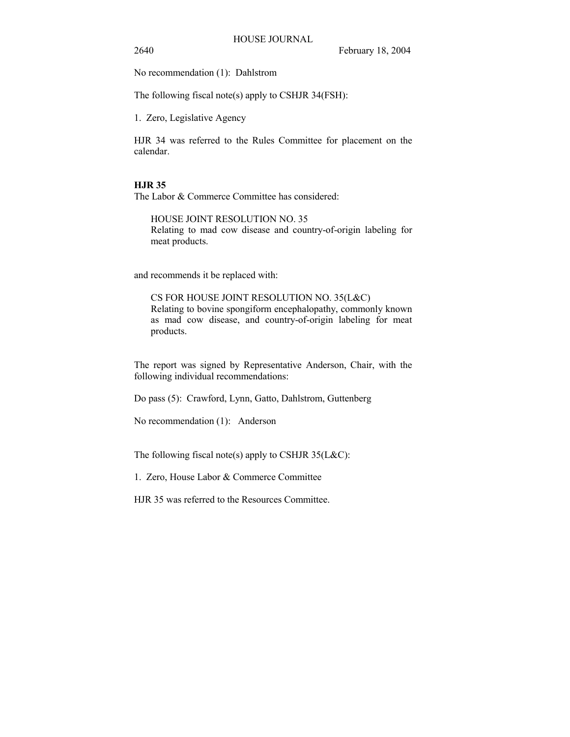No recommendation (1): Dahlstrom

The following fiscal note(s) apply to CSHJR 34(FSH):

1. Zero, Legislative Agency

HJR 34 was referred to the Rules Committee for placement on the calendar.

**HJR 35**

The Labor & Commerce Committee has considered:

> HOUSE JOINT RESOLUTION NO. 35
> Relating to mad cow disease and country-of-origin labeling for meat products.

and recommends it be replaced with:

> CS FOR HOUSE JOINT RESOLUTION NO. 35(L&C)
> Relating to bovine spongiform encephalopathy, commonly known as mad cow disease, and country-of-origin labeling for meat products.

The report was signed by Representative Anderson, Chair, with the following individual recommendations:

Do pass (5): Crawford, Lynn, Gatto, Dahlstrom, Guttenberg

No recommendation (1): Anderson

The following fiscal note(s) apply to CSHJR 35(L&C):

1. Zero, House Labor & Commerce Committee

HJR 35 was referred to the Resources Committee.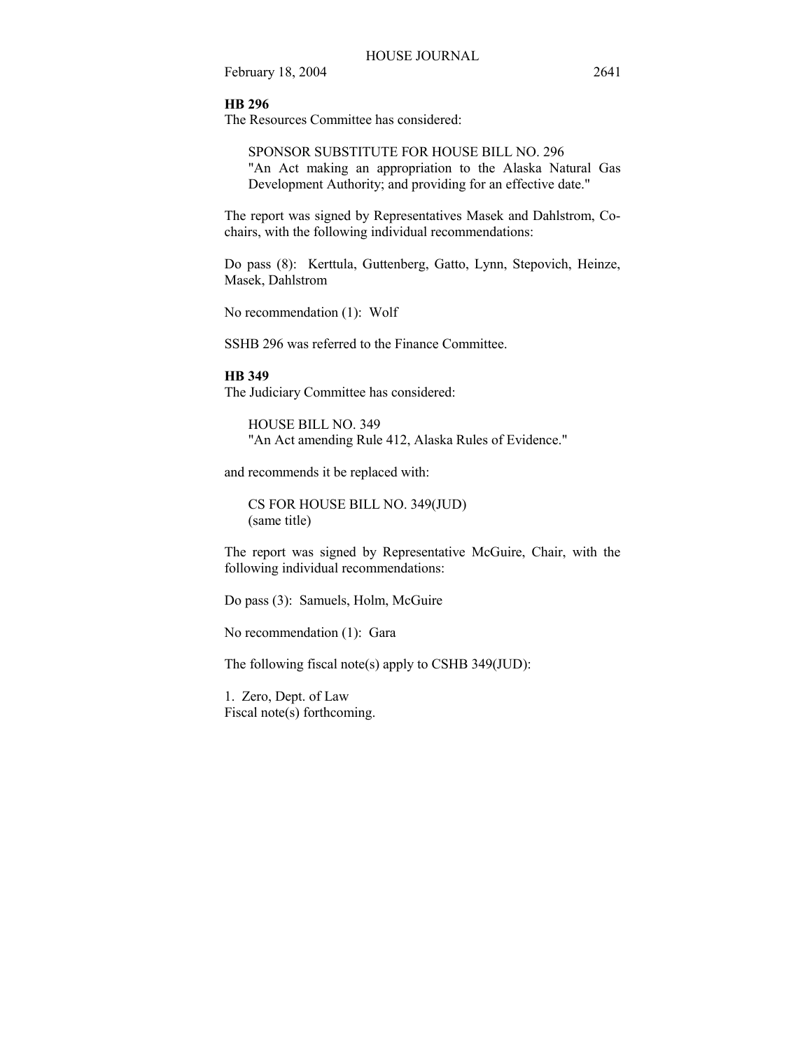**HB 296**

The Resources Committee has considered:

> SPONSOR SUBSTITUTE FOR HOUSE BILL NO. 296
> "An Act making an appropriation to the Alaska Natural Gas Development Authority; and providing for an effective date."

The report was signed by Representatives Masek and Dahlstrom, Co-chairs, with the following individual recommendations:

Do pass (8): Kerttula, Guttenberg, Gatto, Lynn, Stepovich, Heinze, Masek, Dahlstrom

No recommendation (1): Wolf

SSHB 296 was referred to the Finance Committee.

**HB 349**

The Judiciary Committee has considered:

> HOUSE BILL NO. 349
> "An Act amending Rule 412, Alaska Rules of Evidence."

and recommends it be replaced with:

> CS FOR HOUSE BILL NO. 349(JUD)
> (same title)

The report was signed by Representative McGuire, Chair, with the following individual recommendations:

Do pass (3): Samuels, Holm, McGuire

No recommendation (1): Gara

The following fiscal note(s) apply to CSHB 349(JUD):

1. Zero, Dept. of Law
Fiscal note(s) forthcoming.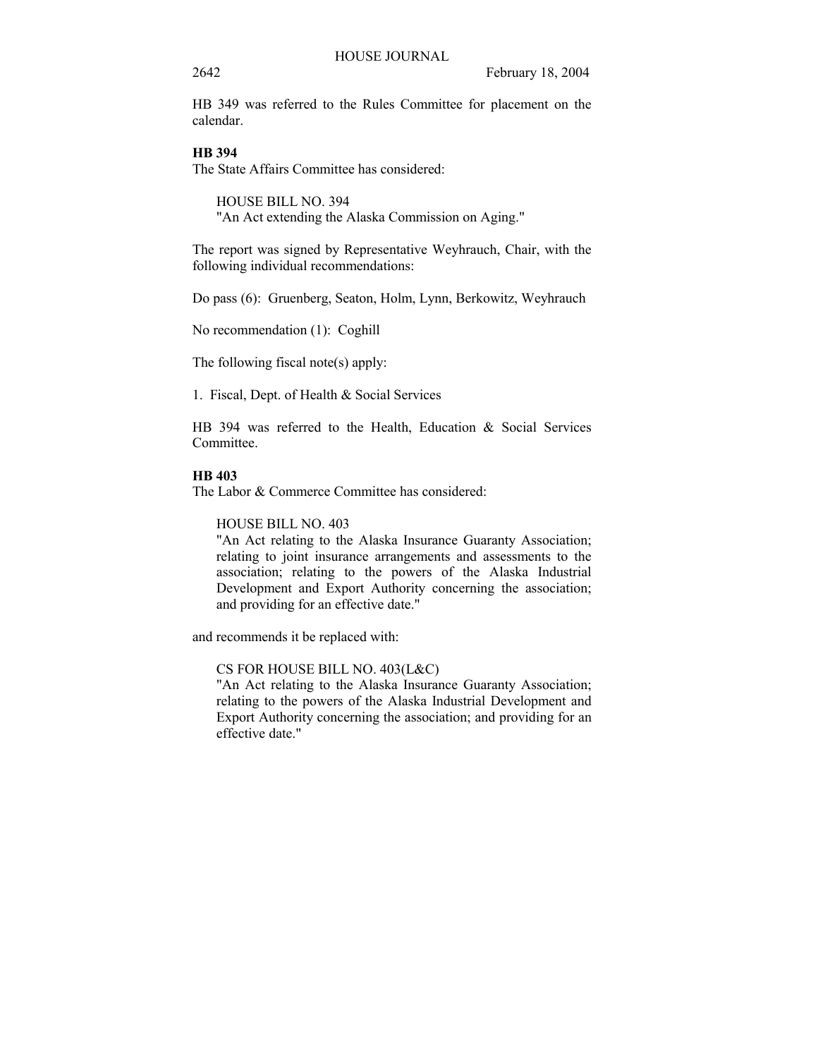HB 349 was referred to the Rules Committee for placement on the calendar.

**HB 394**

The State Affairs Committee has considered:

HOUSE BILL NO. 394
"An Act extending the Alaska Commission on Aging."

The report was signed by Representative Weyhrauch, Chair, with the following individual recommendations:

Do pass (6): Gruenberg, Seaton, Holm, Lynn, Berkowitz, Weyhrauch

No recommendation (1): Coghill

The following fiscal note(s) apply:

1. Fiscal, Dept. of Health & Social Services

HB 394 was referred to the Health, Education & Social Services Committee.

**HB 403**

The Labor & Commerce Committee has considered:

HOUSE BILL NO. 403
"An Act relating to the Alaska Insurance Guaranty Association; relating to joint insurance arrangements and assessments to the association; relating to the powers of the Alaska Industrial Development and Export Authority concerning the association; and providing for an effective date."

and recommends it be replaced with:

CS FOR HOUSE BILL NO. 403(L&C)
"An Act relating to the Alaska Insurance Guaranty Association; relating to the powers of the Alaska Industrial Development and Export Authority concerning the association; and providing for an effective date."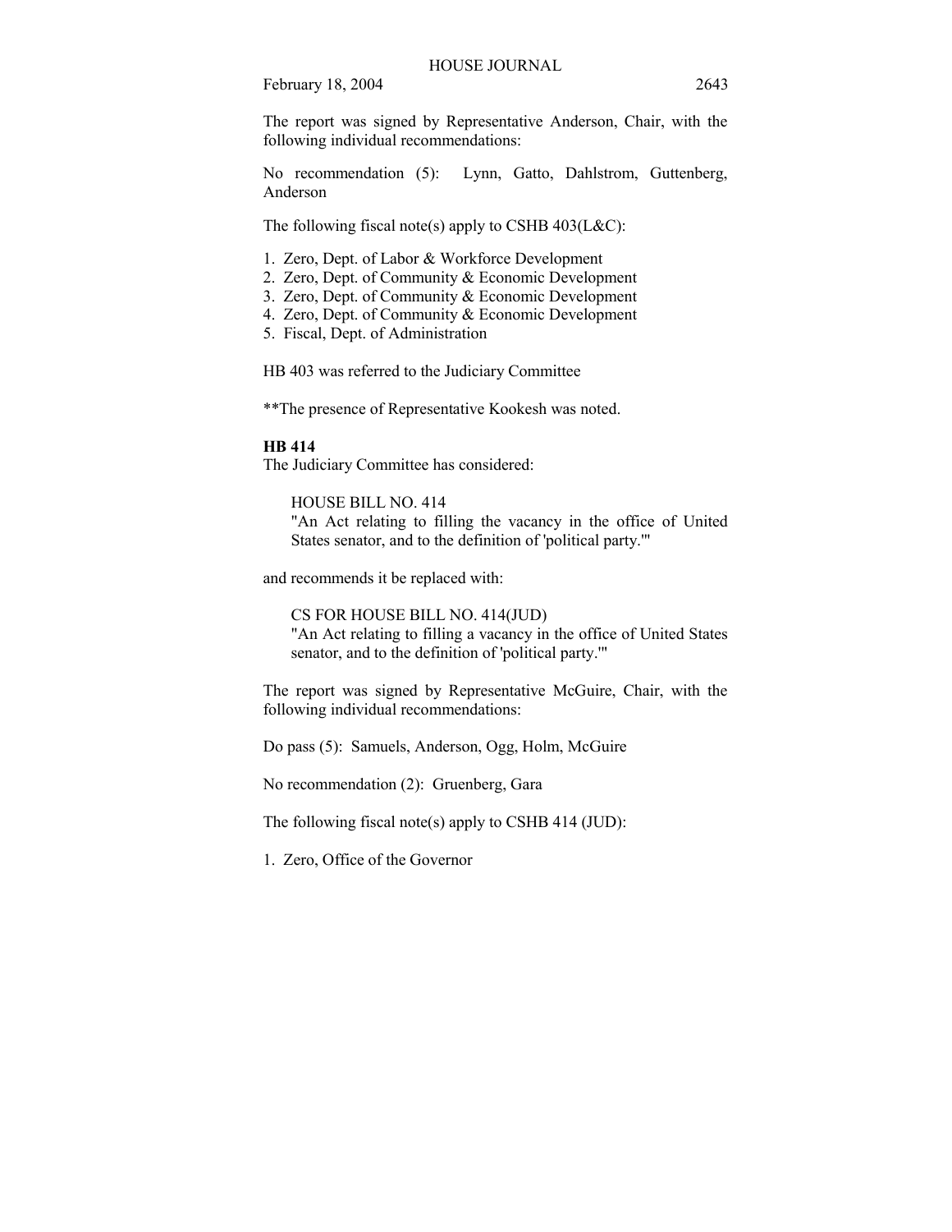The report was signed by Representative Anderson, Chair, with the following individual recommendations:

No recommendation (5): Lynn, Gatto, Dahlstrom, Guttenberg, Anderson

The following fiscal note(s) apply to CSHB 403(L&C):

1. Zero, Dept. of Labor & Workforce Development
2. Zero, Dept. of Community & Economic Development
3. Zero, Dept. of Community & Economic Development
4. Zero, Dept. of Community & Economic Development
5. Fiscal, Dept. of Administration

HB 403 was referred to the Judiciary Committee

**The presence of Representative Kookesh was noted.

**HB 414**

The Judiciary Committee has considered:

HOUSE BILL NO. 414
"An Act relating to filling the vacancy in the office of United States senator, and to the definition of 'political party.'"

and recommends it be replaced with:

CS FOR HOUSE BILL NO. 414(JUD)
"An Act relating to filling a vacancy in the office of United States senator, and to the definition of 'political party.'"

The report was signed by Representative McGuire, Chair, with the following individual recommendations:

Do pass (5): Samuels, Anderson, Ogg, Holm, McGuire

No recommendation (2): Gruenberg, Gara

The following fiscal note(s) apply to CSHB 414 (JUD):

1. Zero, Office of the Governor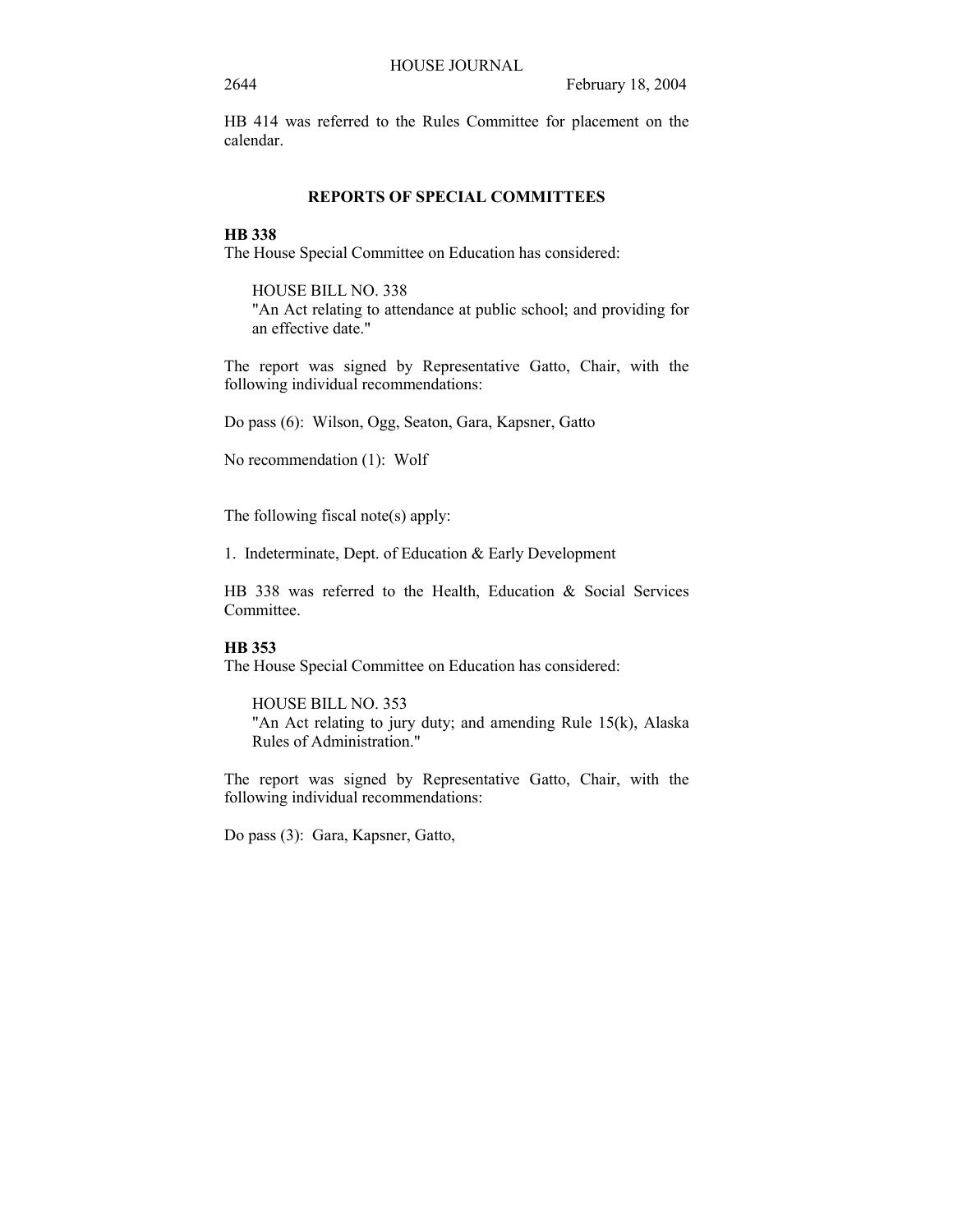HB 414 was referred to the Rules Committee for placement on the calendar.

## REPORTS OF SPECIAL COMMITTEES

**HB 338**

The House Special Committee on Education has considered:

HOUSE BILL NO. 338
"An Act relating to attendance at public school; and providing for an effective date."

The report was signed by Representative Gatto, Chair, with the following individual recommendations:

Do pass (6): Wilson, Ogg, Seaton, Gara, Kapsner, Gatto

No recommendation (1): Wolf

The following fiscal note(s) apply:

1. Indeterminate, Dept. of Education & Early Development

HB 338 was referred to the Health, Education & Social Services Committee.

**HB 353**

The House Special Committee on Education has considered:

HOUSE BILL NO. 353
"An Act relating to jury duty; and amending Rule 15(k), Alaska Rules of Administration."

The report was signed by Representative Gatto, Chair, with the following individual recommendations:

Do pass (3): Gara, Kapsner, Gatto,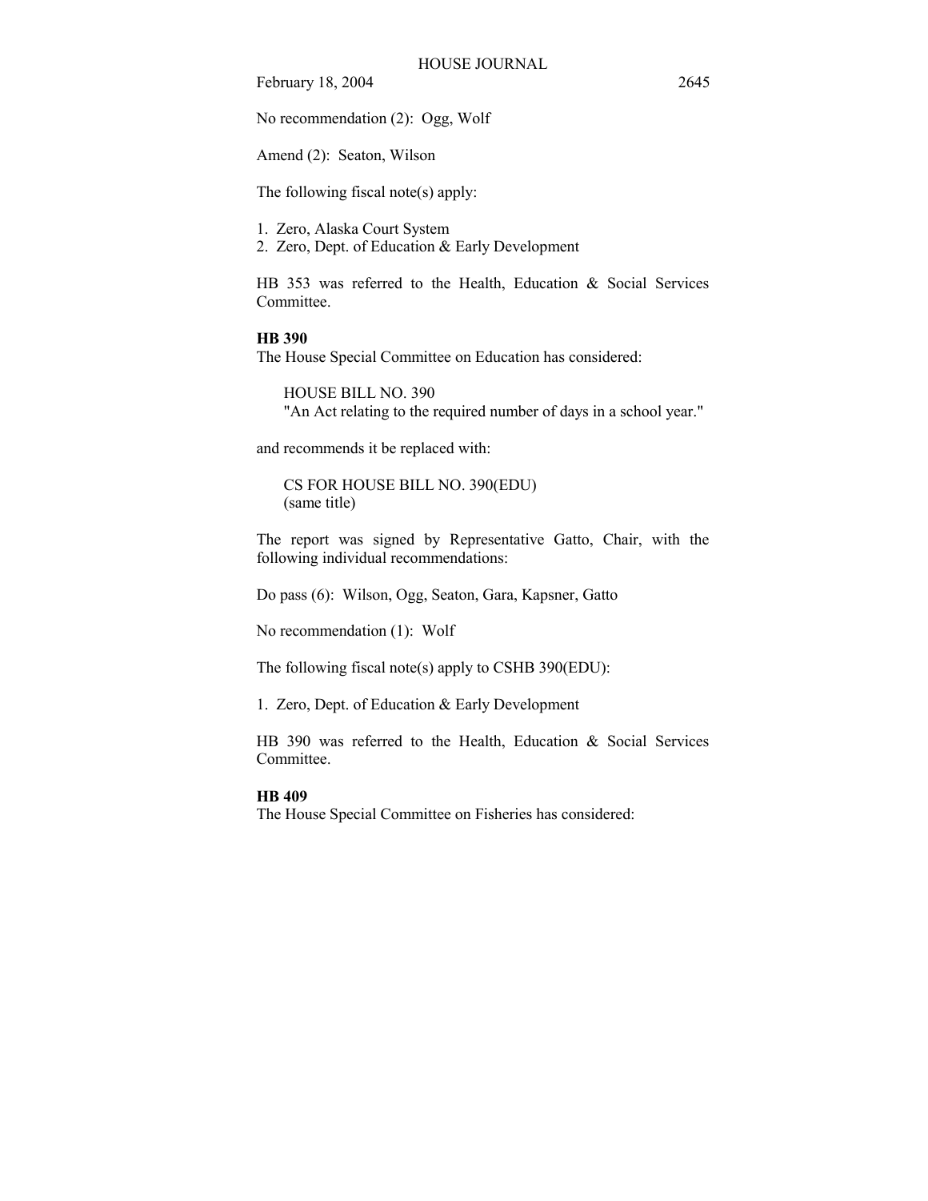No recommendation (2): Ogg, Wolf

Amend (2): Seaton, Wilson

The following fiscal note(s) apply:

1. Zero, Alaska Court System
2. Zero, Dept. of Education & Early Development

HB 353 was referred to the Health, Education & Social Services Committee.

**HB 390**

The House Special Committee on Education has considered:

HOUSE BILL NO. 390
"An Act relating to the required number of days in a school year."

and recommends it be replaced with:

CS FOR HOUSE BILL NO. 390(EDU)
(same title)

The report was signed by Representative Gatto, Chair, with the following individual recommendations:

Do pass (6): Wilson, Ogg, Seaton, Gara, Kapsner, Gatto

No recommendation (1): Wolf

The following fiscal note(s) apply to CSHB 390(EDU):

1. Zero, Dept. of Education & Early Development

HB 390 was referred to the Health, Education & Social Services Committee.

**HB 409**

The House Special Committee on Fisheries has considered: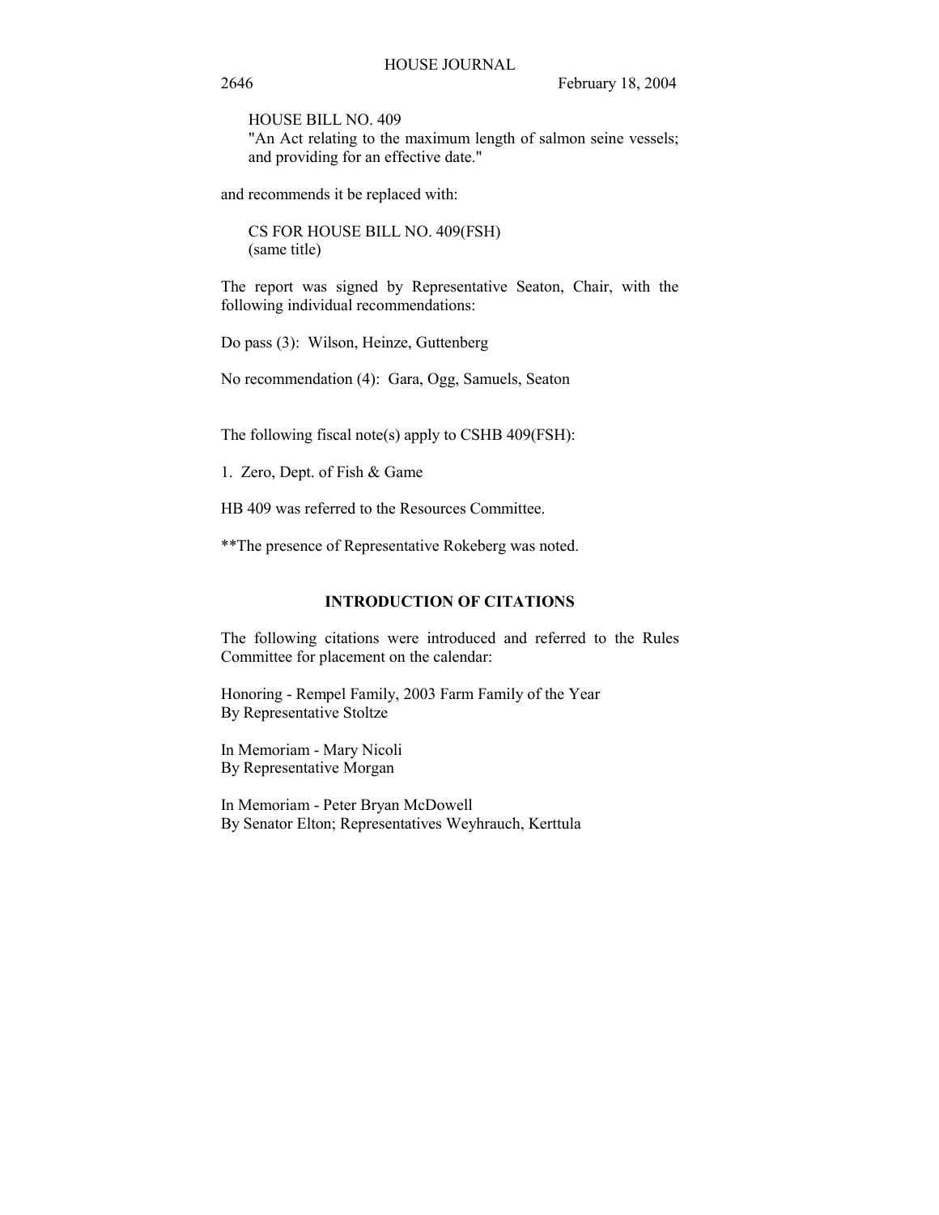HOUSE BILL NO. 409
"An Act relating to the maximum length of salmon seine vessels; and providing for an effective date."

and recommends it be replaced with:

CS FOR HOUSE BILL NO. 409(FSH)
(same title)

The report was signed by Representative Seaton, Chair, with the following individual recommendations:

Do pass (3): Wilson, Heinze, Guttenberg

No recommendation (4): Gara, Ogg, Samuels, Seaton

The following fiscal note(s) apply to CSHB 409(FSH):

1. Zero, Dept. of Fish & Game

HB 409 was referred to the Resources Committee.

**The presence of Representative Rokeberg was noted.

## INTRODUCTION OF CITATIONS

The following citations were introduced and referred to the Rules Committee for placement on the calendar:

Honoring - Rempel Family, 2003 Farm Family of the Year
By Representative Stoltze

In Memoriam - Mary Nicoli
By Representative Morgan

In Memoriam - Peter Bryan McDowell
By Senator Elton; Representatives Weyhrauch, Kerttula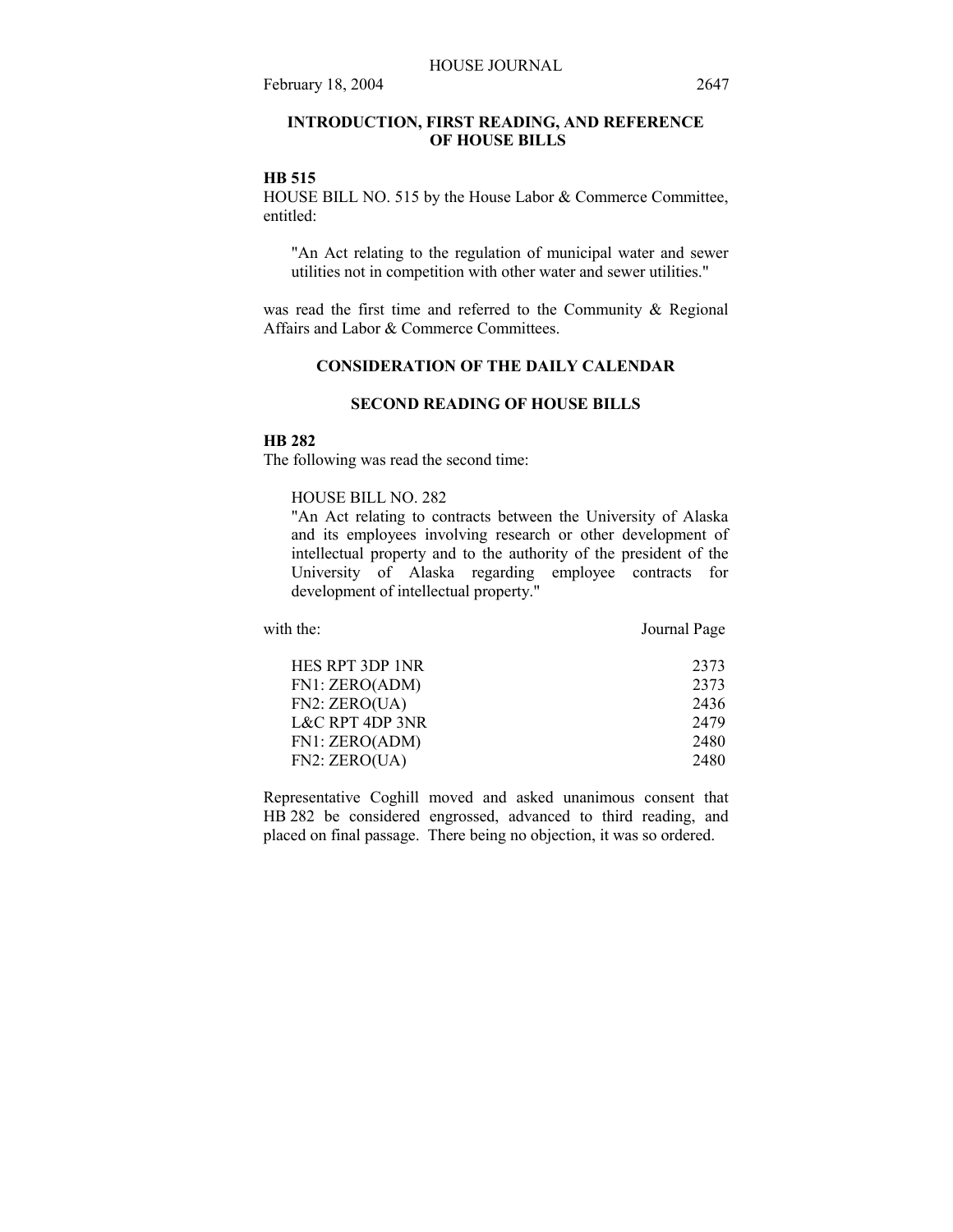## INTRODUCTION, FIRST READING, AND REFERENCE OF HOUSE BILLS

**HB 515**

HOUSE BILL NO. 515 by the House Labor & Commerce Committee, entitled:

> "An Act relating to the regulation of municipal water and sewer utilities not in competition with other water and sewer utilities."

was read the first time and referred to the Community & Regional Affairs and Labor & Commerce Committees.

## CONSIDERATION OF THE DAILY CALENDAR

### SECOND READING OF HOUSE BILLS

**HB 282**

The following was read the second time:

> HOUSE BILL NO. 282
> "An Act relating to contracts between the University of Alaska and its employees involving research or other development of intellectual property and to the authority of the president of the University of Alaska regarding employee contracts for development of intellectual property."

| with the: | Journal Page |
|---|---|
| HES RPT 3DP 1NR | 2373 |
| FN1: ZERO(ADM) | 2373 |
| FN2: ZERO(UA) | 2436 |
| L&C RPT 4DP 3NR | 2479 |
| FN1: ZERO(ADM) | 2480 |
| FN2: ZERO(UA) | 2480 |

Representative Coghill moved and asked unanimous consent that HB 282 be considered engrossed, advanced to third reading, and placed on final passage. There being no objection, it was so ordered.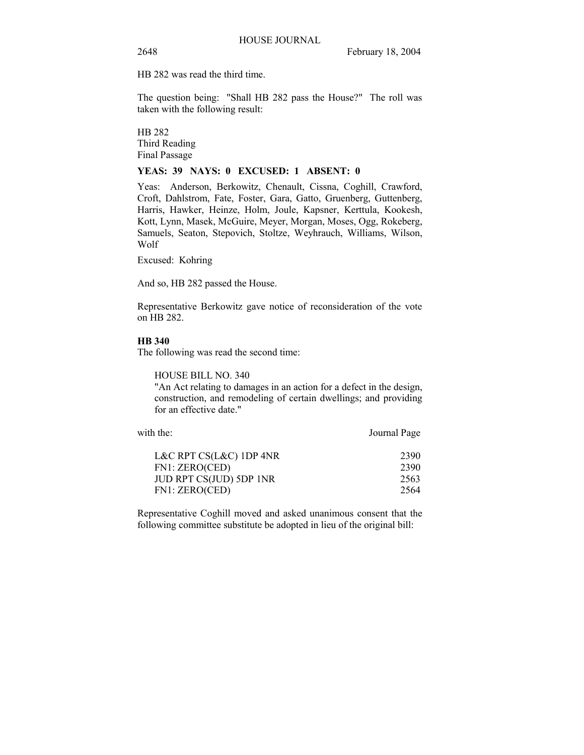HB 282 was read the third time.

The question being: "Shall HB 282 pass the House?" The roll was taken with the following result:

HB 282
Third Reading
Final Passage

**YEAS: 39 NAYS: 0 EXCUSED: 1 ABSENT: 0**

Yeas: Anderson, Berkowitz, Chenault, Cissna, Coghill, Crawford, Croft, Dahlstrom, Fate, Foster, Gara, Gatto, Gruenberg, Guttenberg, Harris, Hawker, Heinze, Holm, Joule, Kapsner, Kerttula, Kookesh, Kott, Lynn, Masek, McGuire, Meyer, Morgan, Moses, Ogg, Rokeberg, Samuels, Seaton, Stepovich, Stoltze, Weyhrauch, Williams, Wilson, Wolf

Excused: Kohring

And so, HB 282 passed the House.

Representative Berkowitz gave notice of reconsideration of the vote on HB 282.

**HB 340**

The following was read the second time:

HOUSE BILL NO. 340
"An Act relating to damages in an action for a defect in the design, construction, and remodeling of certain dwellings; and providing for an effective date."

| with the: | Journal Page |
|---|---|
| L&C RPT CS(L&C) 1DP 4NR | 2390 |
| FN1: ZERO(CED) | 2390 |
| JUD RPT CS(JUD) 5DP 1NR | 2563 |
| FN1: ZERO(CED) | 2564 |

Representative Coghill moved and asked unanimous consent that the following committee substitute be adopted in lieu of the original bill: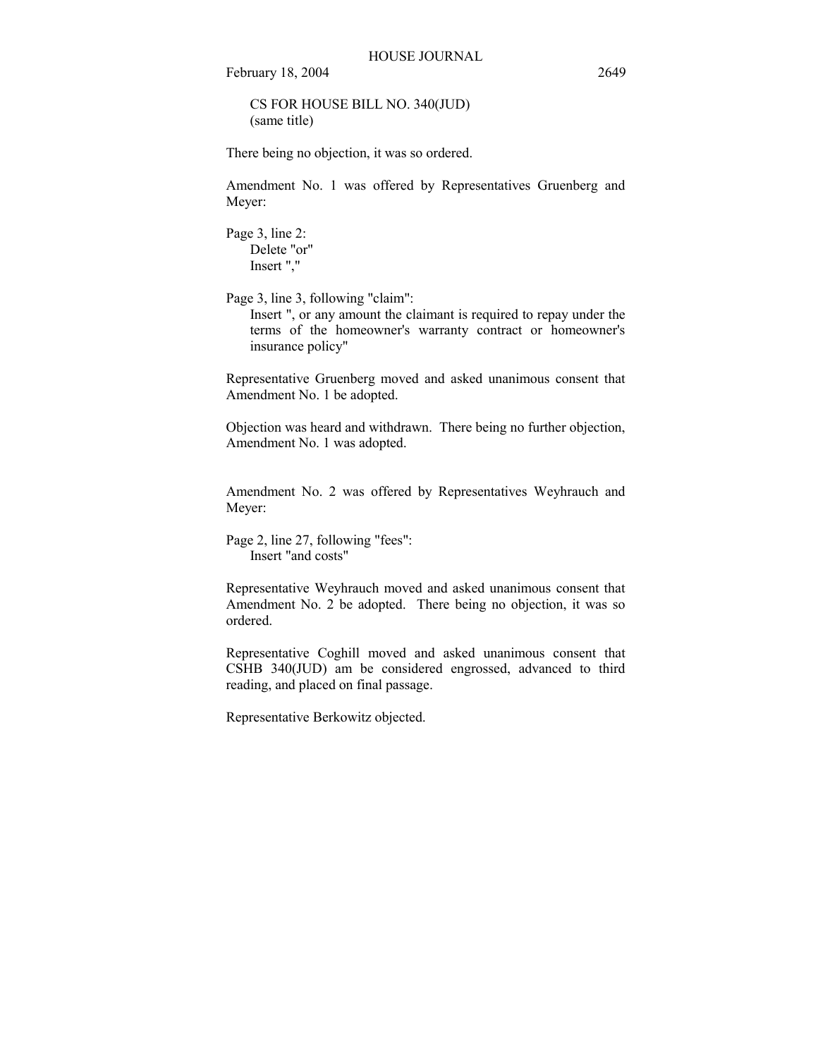CS FOR HOUSE BILL NO. 340(JUD)
(same title)

There being no objection, it was so ordered.

Amendment No. 1 was offered by Representatives Gruenberg and Meyer:

Page 3, line 2:
Delete "or"
Insert ","

Page 3, line 3, following "claim":
Insert ", or any amount the claimant is required to repay under the terms of the homeowner's warranty contract or homeowner's insurance policy"

Representative Gruenberg moved and asked unanimous consent that Amendment No. 1 be adopted.

Objection was heard and withdrawn. There being no further objection, Amendment No. 1 was adopted.

Amendment No. 2 was offered by Representatives Weyhrauch and Meyer:

Page 2, line 27, following "fees":
Insert "and costs"

Representative Weyhrauch moved and asked unanimous consent that Amendment No. 2 be adopted. There being no objection, it was so ordered.

Representative Coghill moved and asked unanimous consent that CSHB 340(JUD) am be considered engrossed, advanced to third reading, and placed on final passage.

Representative Berkowitz objected.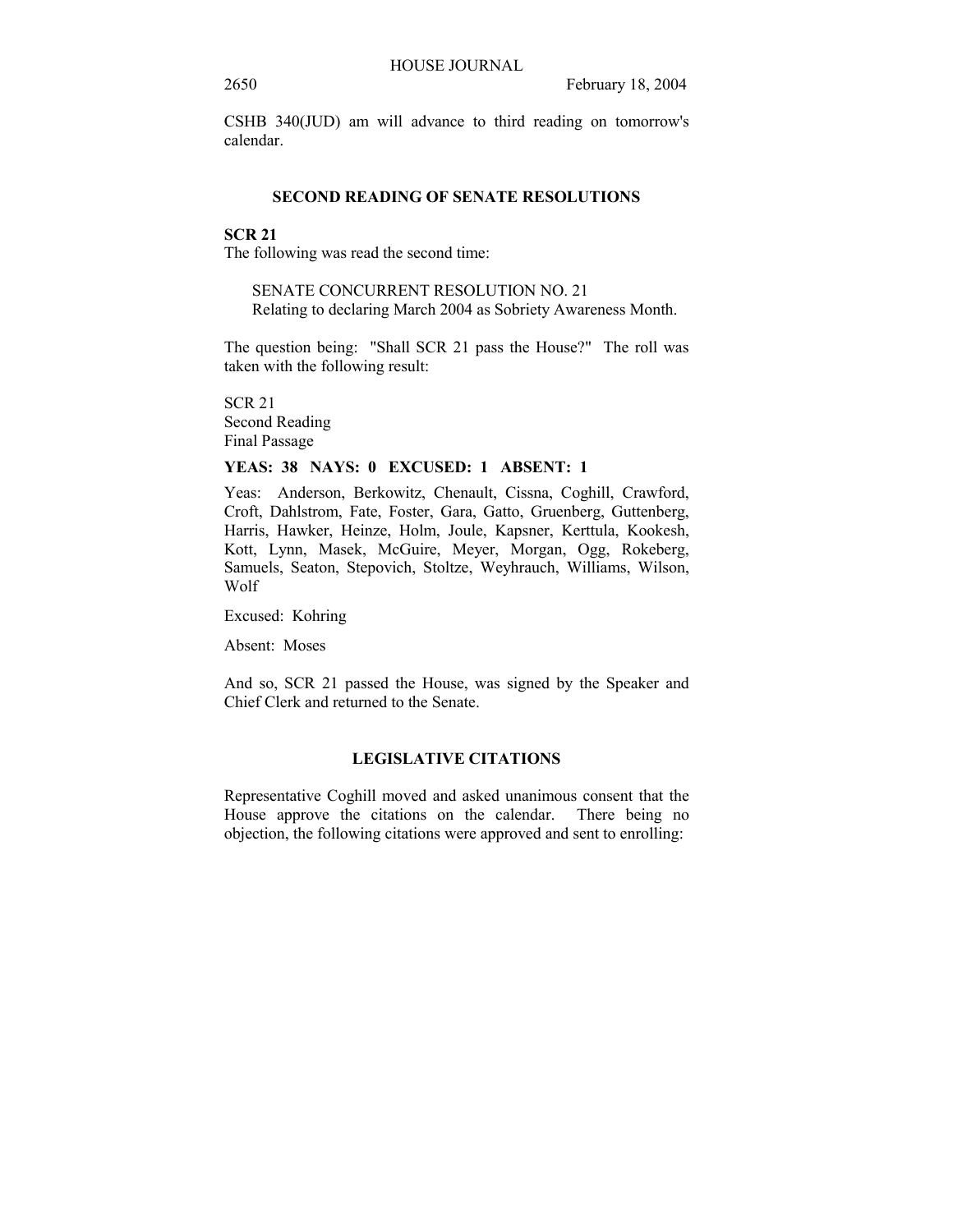CSHB 340(JUD) am will advance to third reading on tomorrow's calendar.

## SECOND READING OF SENATE RESOLUTIONS

**SCR 21**

The following was read the second time:

SENATE CONCURRENT RESOLUTION NO. 21
Relating to declaring March 2004 as Sobriety Awareness Month.

The question being: "Shall SCR 21 pass the House?" The roll was taken with the following result:

SCR 21
Second Reading
Final Passage

**YEAS: 38 NAYS: 0 EXCUSED: 1 ABSENT: 1**

Yeas: Anderson, Berkowitz, Chenault, Cissna, Coghill, Crawford, Croft, Dahlstrom, Fate, Foster, Gara, Gatto, Gruenberg, Guttenberg, Harris, Hawker, Heinze, Holm, Joule, Kapsner, Kerttula, Kookesh, Kott, Lynn, Masek, McGuire, Meyer, Morgan, Ogg, Rokeberg, Samuels, Seaton, Stepovich, Stoltze, Weyhrauch, Williams, Wilson, Wolf

Excused: Kohring

Absent: Moses

And so, SCR 21 passed the House, was signed by the Speaker and Chief Clerk and returned to the Senate.

## LEGISLATIVE CITATIONS

Representative Coghill moved and asked unanimous consent that the House approve the citations on the calendar. There being no objection, the following citations were approved and sent to enrolling: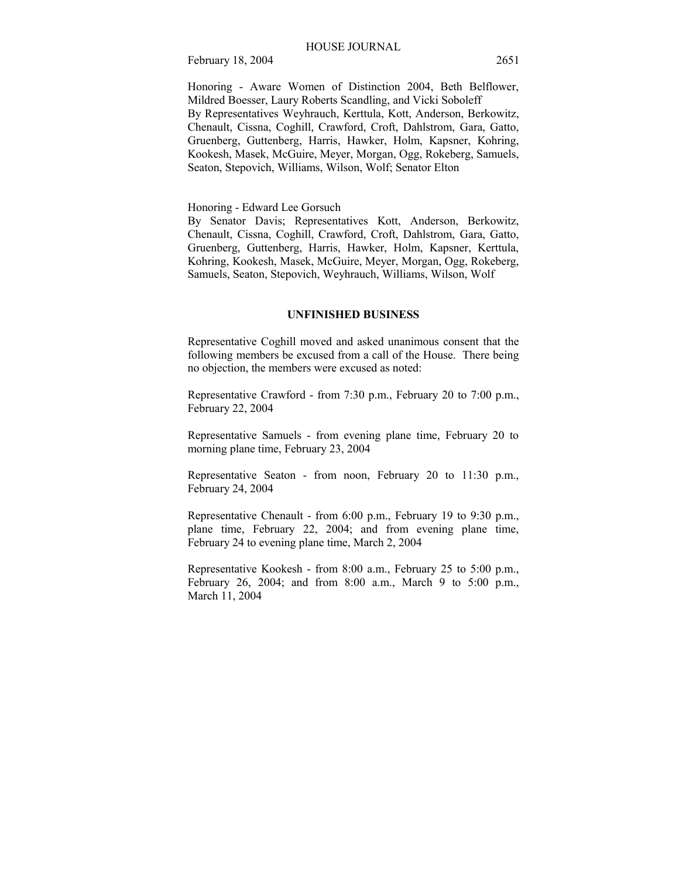Honoring - Aware Women of Distinction 2004, Beth Belflower, Mildred Boesser, Laury Roberts Scandling, and Vicki Soboleff
By Representatives Weyhrauch, Kerttula, Kott, Anderson, Berkowitz, Chenault, Cissna, Coghill, Crawford, Croft, Dahlstrom, Gara, Gatto, Gruenberg, Guttenberg, Harris, Hawker, Holm, Kapsner, Kohring, Kookesh, Masek, McGuire, Meyer, Morgan, Ogg, Rokeberg, Samuels, Seaton, Stepovich, Williams, Wilson, Wolf; Senator Elton

Honoring - Edward Lee Gorsuch
By Senator Davis; Representatives Kott, Anderson, Berkowitz, Chenault, Cissna, Coghill, Crawford, Croft, Dahlstrom, Gara, Gatto, Gruenberg, Guttenberg, Harris, Hawker, Holm, Kapsner, Kerttula, Kohring, Kookesh, Masek, McGuire, Meyer, Morgan, Ogg, Rokeberg, Samuels, Seaton, Stepovich, Weyhrauch, Williams, Wilson, Wolf

## UNFINISHED BUSINESS

Representative Coghill moved and asked unanimous consent that the following members be excused from a call of the House. There being no objection, the members were excused as noted:

Representative Crawford - from 7:30 p.m., February 20 to 7:00 p.m., February 22, 2004

Representative Samuels - from evening plane time, February 20 to morning plane time, February 23, 2004

Representative Seaton - from noon, February 20 to 11:30 p.m., February 24, 2004

Representative Chenault - from 6:00 p.m., February 19 to 9:30 p.m., plane time, February 22, 2004; and from evening plane time, February 24 to evening plane time, March 2, 2004

Representative Kookesh - from 8:00 a.m., February 25 to 5:00 p.m., February 26, 2004; and from 8:00 a.m., March 9 to 5:00 p.m., March 11, 2004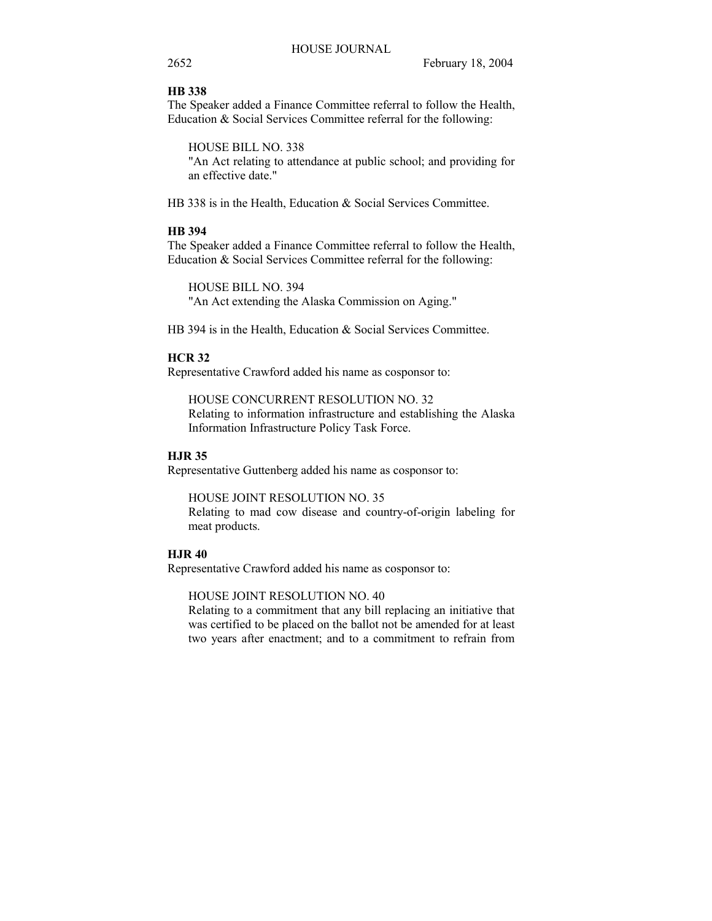**HB 338**

The Speaker added a Finance Committee referral to follow the Health, Education & Social Services Committee referral for the following:

HOUSE BILL NO. 338
"An Act relating to attendance at public school; and providing for an effective date."

HB 338 is in the Health, Education & Social Services Committee.

**HB 394**

The Speaker added a Finance Committee referral to follow the Health, Education & Social Services Committee referral for the following:

HOUSE BILL NO. 394
"An Act extending the Alaska Commission on Aging."

HB 394 is in the Health, Education & Social Services Committee.

**HCR 32**

Representative Crawford added his name as cosponsor to:

HOUSE CONCURRENT RESOLUTION NO. 32
Relating to information infrastructure and establishing the Alaska Information Infrastructure Policy Task Force.

**HJR 35**

Representative Guttenberg added his name as cosponsor to:

HOUSE JOINT RESOLUTION NO. 35
Relating to mad cow disease and country-of-origin labeling for meat products.

**HJR 40**

Representative Crawford added his name as cosponsor to:

HOUSE JOINT RESOLUTION NO. 40
Relating to a commitment that any bill replacing an initiative that was certified to be placed on the ballot not be amended for at least two years after enactment; and to a commitment to refrain from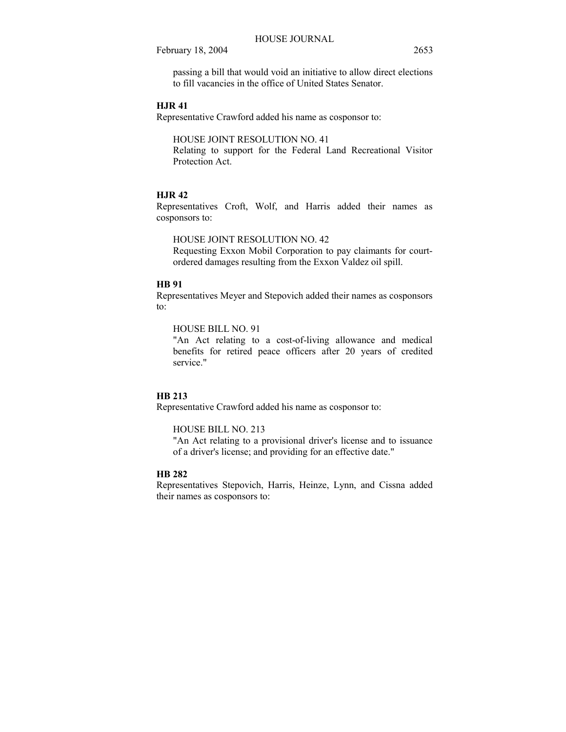passing a bill that would void an initiative to allow direct elections to fill vacancies in the office of United States Senator.

**HJR 41**

Representative Crawford added his name as cosponsor to:

HOUSE JOINT RESOLUTION NO. 41
Relating to support for the Federal Land Recreational Visitor Protection Act.

**HJR 42**

Representatives Croft, Wolf, and Harris added their names as cosponsors to:

HOUSE JOINT RESOLUTION NO. 42
Requesting Exxon Mobil Corporation to pay claimants for court-ordered damages resulting from the Exxon Valdez oil spill.

**HB 91**

Representatives Meyer and Stepovich added their names as cosponsors to:

HOUSE BILL NO. 91
"An Act relating to a cost-of-living allowance and medical benefits for retired peace officers after 20 years of credited service."

**HB 213**

Representative Crawford added his name as cosponsor to:

HOUSE BILL NO. 213
"An Act relating to a provisional driver's license and to issuance of a driver's license; and providing for an effective date."

**HB 282**

Representatives Stepovich, Harris, Heinze, Lynn, and Cissna added their names as cosponsors to: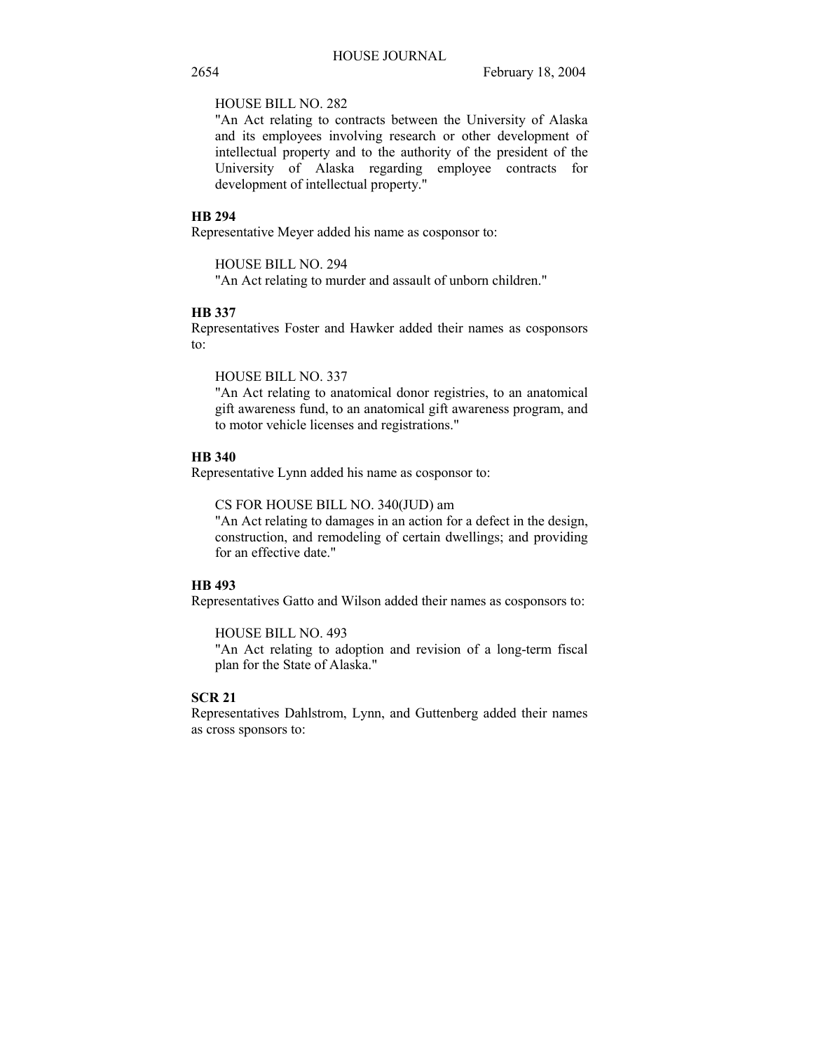HOUSE BILL NO. 282

"An Act relating to contracts between the University of Alaska and its employees involving research or other development of intellectual property and to the authority of the president of the University of Alaska regarding employee contracts for development of intellectual property."

**HB 294**

Representative Meyer added his name as cosponsor to:

HOUSE BILL NO. 294

"An Act relating to murder and assault of unborn children."

**HB 337**

Representatives Foster and Hawker added their names as cosponsors to:

HOUSE BILL NO. 337

"An Act relating to anatomical donor registries, to an anatomical gift awareness fund, to an anatomical gift awareness program, and to motor vehicle licenses and registrations."

**HB 340**

Representative Lynn added his name as cosponsor to:

CS FOR HOUSE BILL NO. 340(JUD) am

"An Act relating to damages in an action for a defect in the design, construction, and remodeling of certain dwellings; and providing for an effective date."

**HB 493**

Representatives Gatto and Wilson added their names as cosponsors to:

HOUSE BILL NO. 493

"An Act relating to adoption and revision of a long-term fiscal plan for the State of Alaska."

**SCR 21**

Representatives Dahlstrom, Lynn, and Guttenberg added their names as cross sponsors to: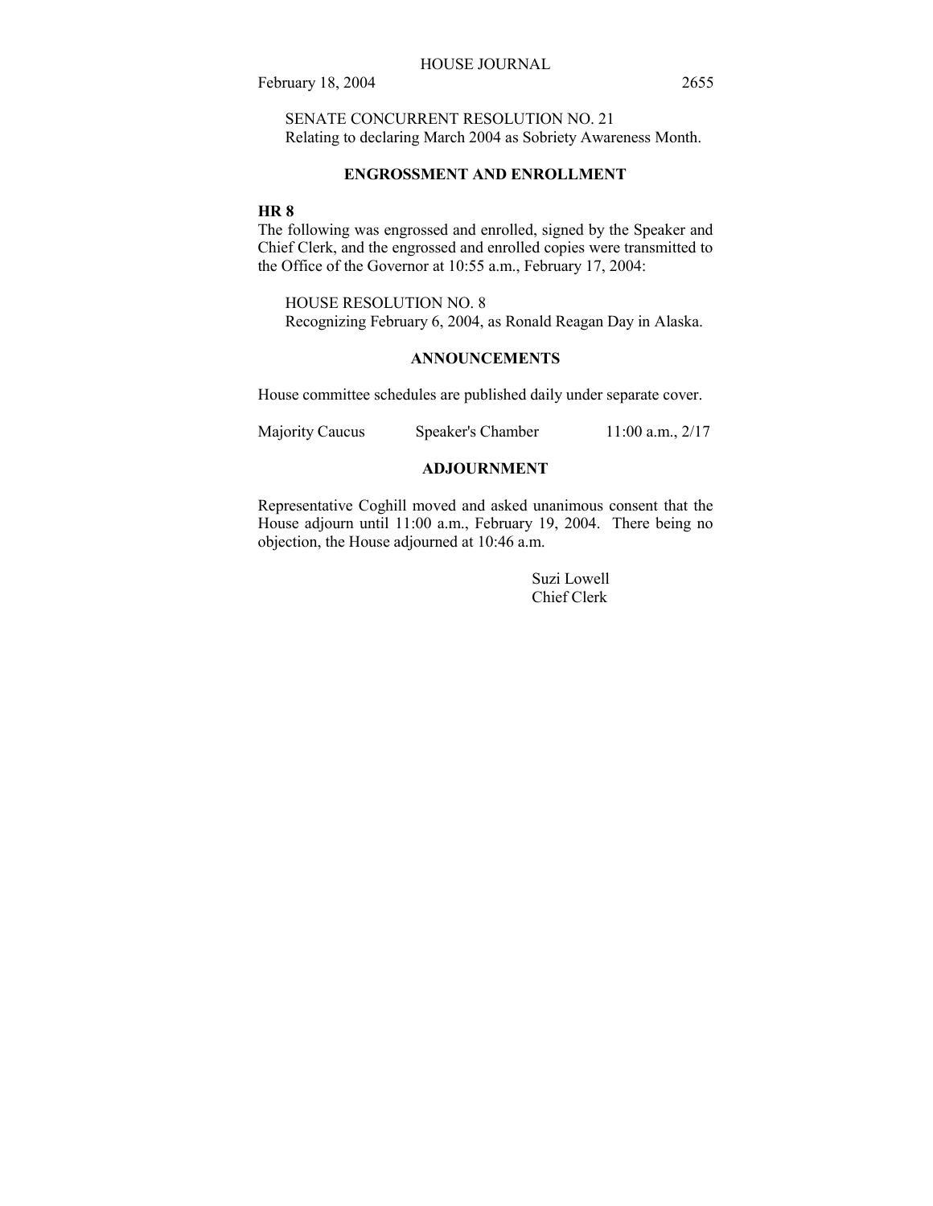SENATE CONCURRENT RESOLUTION NO. 21
Relating to declaring March 2004 as Sobriety Awareness Month.

## ENGROSSMENT AND ENROLLMENT

**HR 8**

The following was engrossed and enrolled, signed by the Speaker and Chief Clerk, and the engrossed and enrolled copies were transmitted to the Office of the Governor at 10:55 a.m., February 17, 2004:

HOUSE RESOLUTION NO. 8
Recognizing February 6, 2004, as Ronald Reagan Day in Alaska.

## ANNOUNCEMENTS

House committee schedules are published daily under separate cover.

| | | |
|---|---|---|
| Majority Caucus | Speaker's Chamber | 11:00 a.m., 2/17 |

## ADJOURNMENT

Representative Coghill moved and asked unanimous consent that the House adjourn until 11:00 a.m., February 19, 2004. There being no objection, the House adjourned at 10:46 a.m.

Suzi Lowell
Chief Clerk